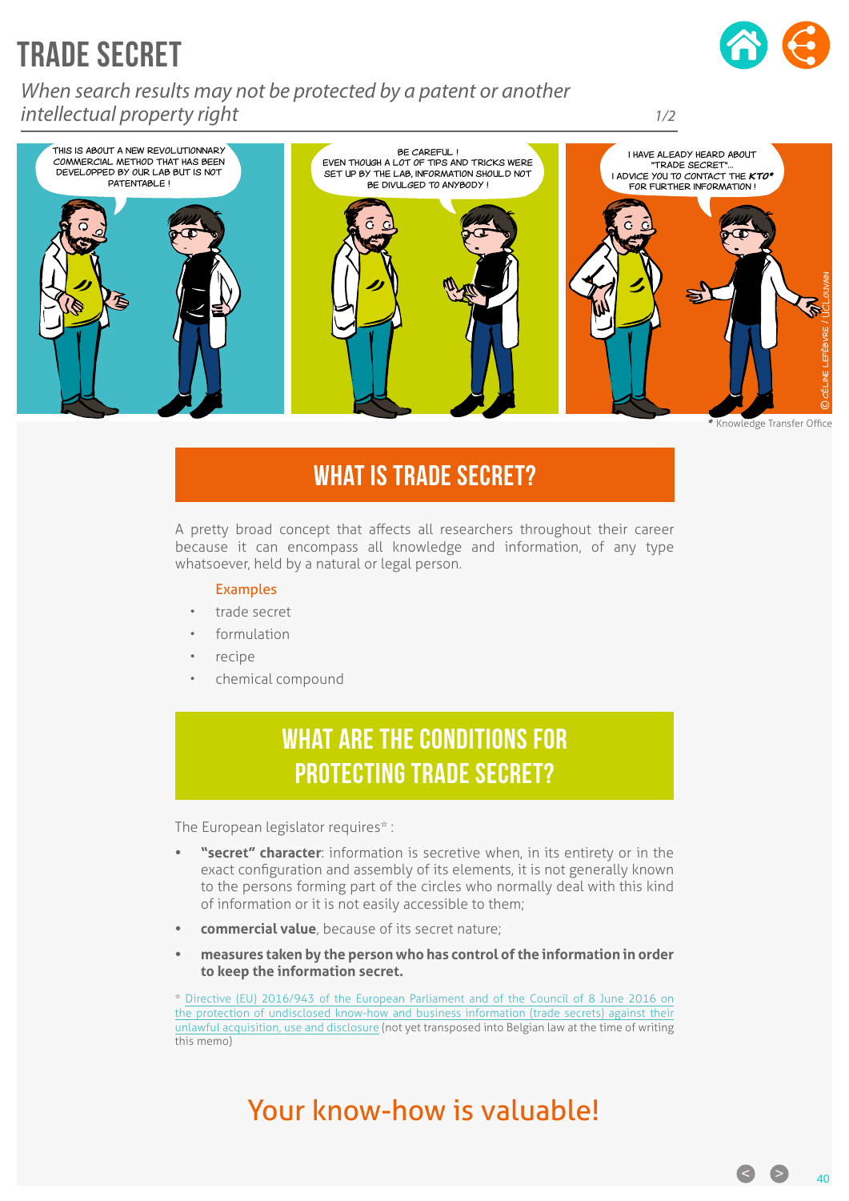# TRADE SECRET

*When search results may not be protected by a patent or another intellectual property right*

THIS IS ABOUT A NEW REVOLUTIONNARY COMMERCIAL METHOD THAT HAS BEEN DEVELOPPED BY OUR LAB BUT IS NOT PATENTABLE !

BE CAREFUL ! EVEN THOUGH A LOT OF TIPS AND TRICKS WERE SET UP BY THE LAB, INFORMATION SHOULD NOT BE DIVULGED TO ANYBODY !

I HAVE ALEADY HEARD ABOUT "TRADE SECRET"... I ADVICE YOU TO CONTACT THE ***KTO**** FOR FURTHER INFORMATION !

© CÉLINE LEFÈBVRE / UCLOUVAIN

\* Knowledge Transfer Office

## WHAT IS TRADE SECRET?

A pretty broad concept that affects all researchers throughout their career because it can encompass all knowledge and information, of any type whatsoever, held by a natural or legal person.

Examples

- trade secret
- formulation
- recipe
- chemical compound

## WHAT ARE THE CONDITIONS FOR PROTECTING TRADE SECRET?

The European legislator requires* :

- **"secret" character**: information is secretive when, in its entirety or in the exact configuration and assembly of its elements, it is not generally known to the persons forming part of the circles who normally deal with this kind of information or it is not easily accessible to them;
- **commercial value**, because of its secret nature;
- **measures taken by the person who has control of the information in order to keep the information secret.**

\* Directive (EU) 2016/943 of the European Parliament and of the Council of 8 June 2016 on the protection of undisclosed know-how and business information (trade secrets) against their unlawful acquisition, use and disclosure (not yet transposed into Belgian law at the time of writing this memo)

## Your know-how is valuable!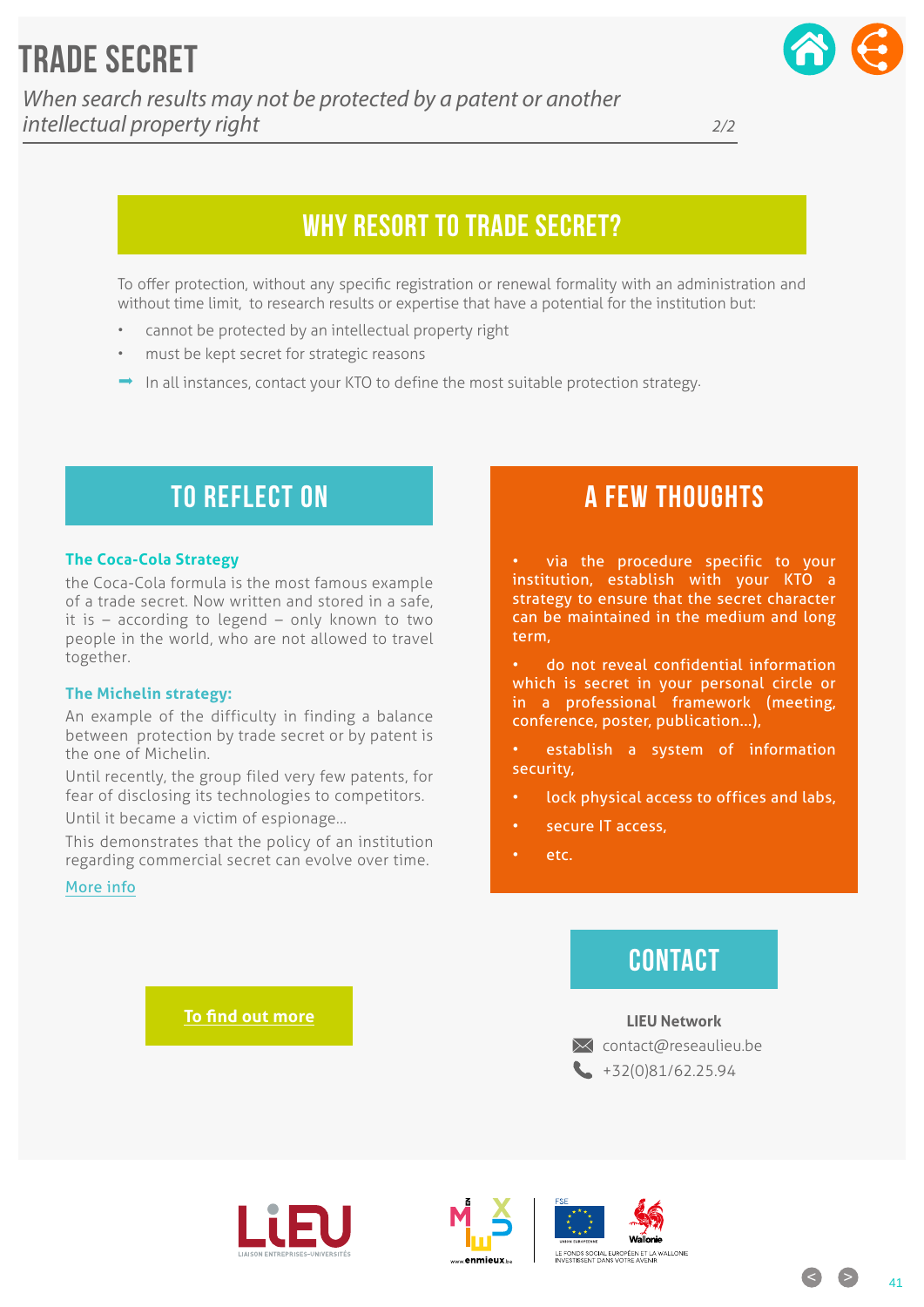# TRADE SECRET

*When search results may not be protected by a patent or another intellectual property right*

## WHY RESORT TO TRADE SECRET?

To offer protection, without any specific registration or renewal formality with an administration and without time limit, to research results or expertise that have a potential for the institution but:

- cannot be protected by an intellectual property right
- must be kept secret for strategic reasons

➡ In all instances, contact your KTO to define the most suitable protection strategy.

## TO REFLECT ON

**The Coca-Cola Strategy**

the Coca-Cola formula is the most famous example of a trade secret. Now written and stored in a safe, it is – according to legend – only known to two people in the world, who are not allowed to travel together.

**The Michelin strategy:**

An example of the difficulty in finding a balance between protection by trade secret or by patent is the one of Michelin.

Until recently, the group filed very few patents, for fear of disclosing its technologies to competitors.

Until it became a victim of espionage...

This demonstrates that the policy of an institution regarding commercial secret can evolve over time.

More info

## A FEW THOUGHTS

- via the procedure specific to your institution, establish with your KTO a strategy to ensure that the secret character can be maintained in the medium and long term,
- do not reveal confidential information which is secret in your personal circle or in a professional framework (meeting, conference, poster, publication...),
- establish a system of information security,
- lock physical access to offices and labs,
- secure IT access,
- etc.

To find out more

## CONTACT

**LIEU Network**

contact@reseaulieu.be

+32(0)81/62.25.94